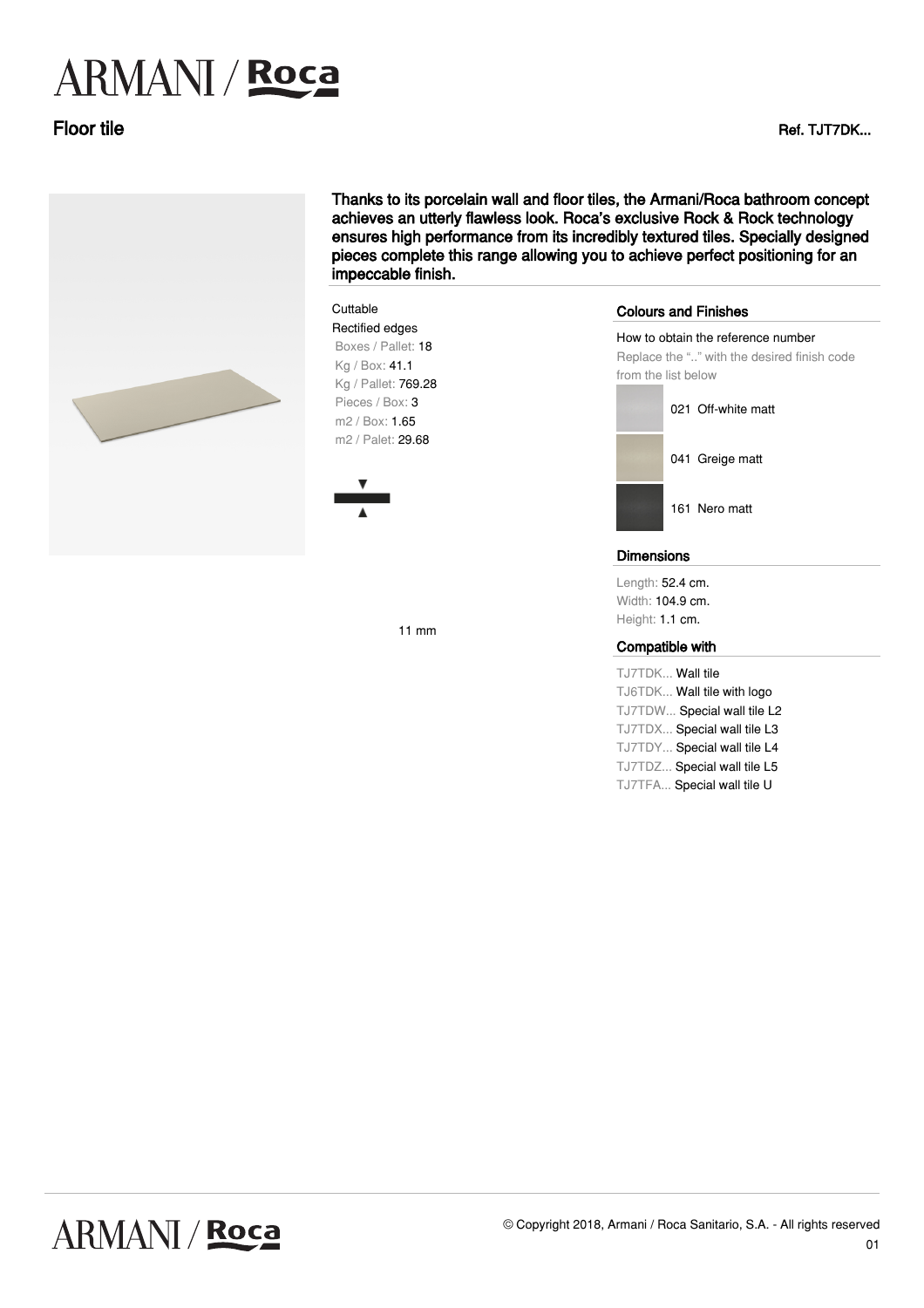# ARMANI / Roca

## Floor tile

Ref. TJT7DK...

**Thanks to its porcelain wall and floor tiles, the Armani/Roca bathroom concept achieves an utterly flawless look. Roca's exclusive Rock & Rock technology ensures high performance from its incredibly textured tiles. Specially designed pieces complete this range allowing you to achieve perfect positioning for an impeccable finish.**

Cuttable
Rectified edges
Boxes / Pallet: 18
Kg / Box: 41.1
Kg / Pallet: 769.28
Pieces / Box: 3
m2 / Box: 1.65
m2 / Palet: 29.68

11 mm

### Colours and Finishes

How to obtain the reference number
Replace the ".." with the desired finish code from the list below

- 021 Off-white matt
- 041 Greige matt
- 161 Nero matt

### Dimensions

Length: 52.4 cm.
Width: 104.9 cm.
Height: 1.1 cm.

### Compatible with

- TJ7TDK... Wall tile
- TJ6TDK... Wall tile with logo
- TJ7TDW... Special wall tile L2
- TJ7TDX... Special wall tile L3
- TJ7TDY... Special wall tile L4
- TJ7TDZ... Special wall tile L5
- TJ7TFA... Special wall tile U

© Copyright 2018, Armani / Roca Sanitario, S.A. - All rights reserved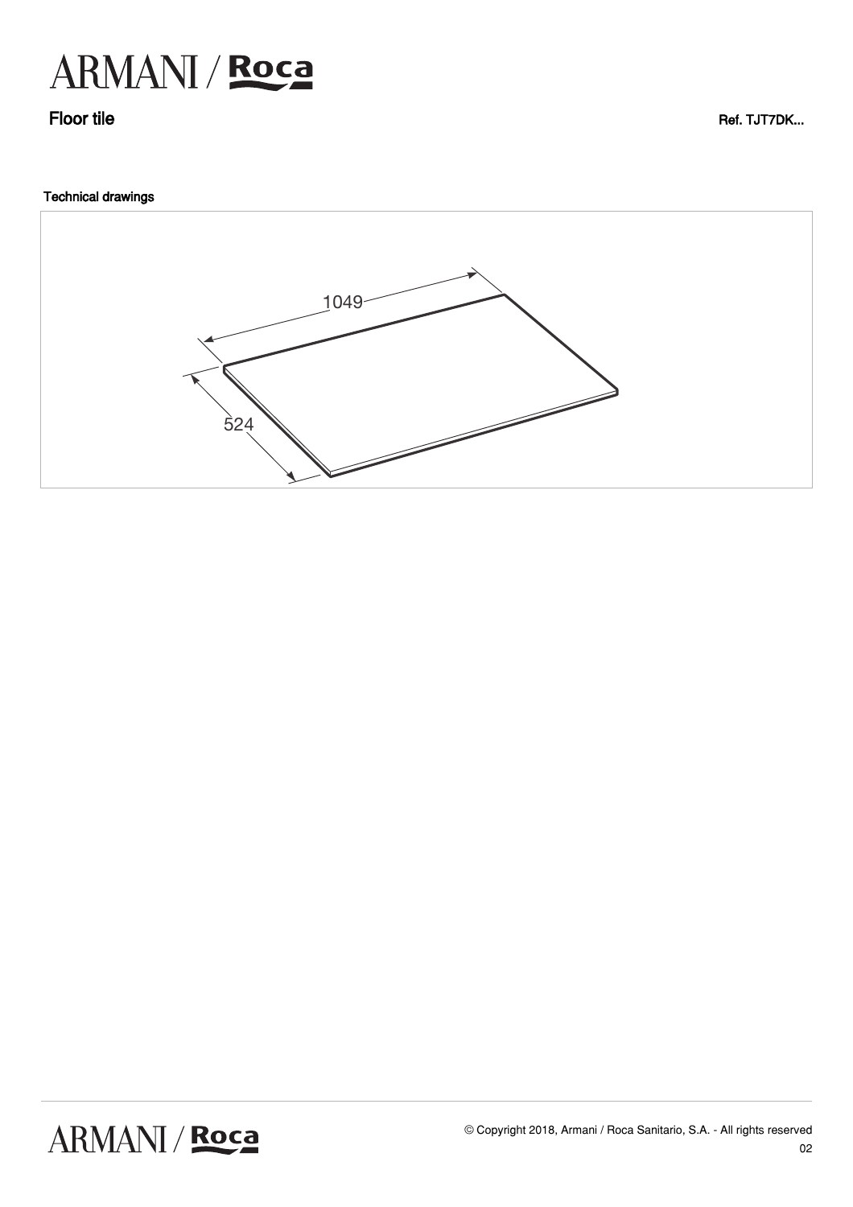# Floor tile

Ref. TJT7DK...

## Technical drawings

1049

524

© Copyright 2018, Armani / Roca Sanitario, S.A. - All rights reserved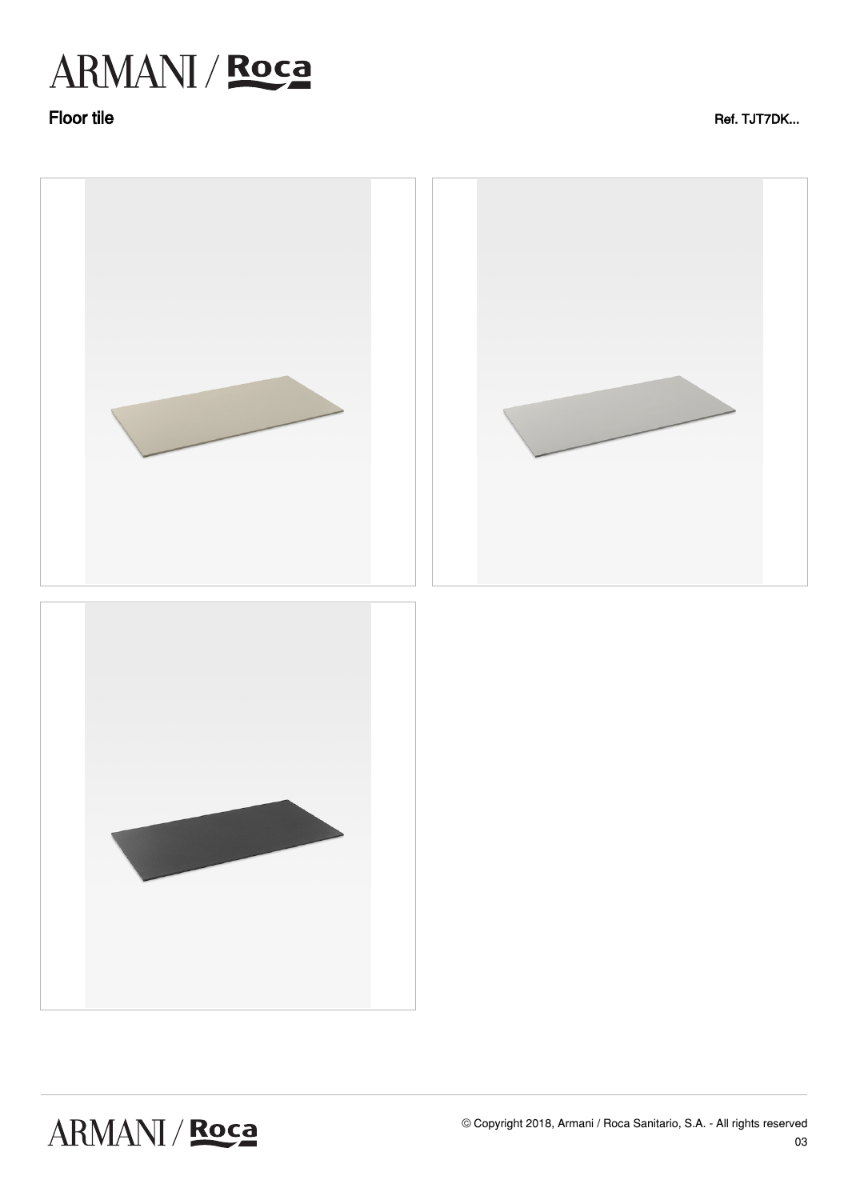# ARMANI / Roca

## Floor tile

Ref. TJT7DK...